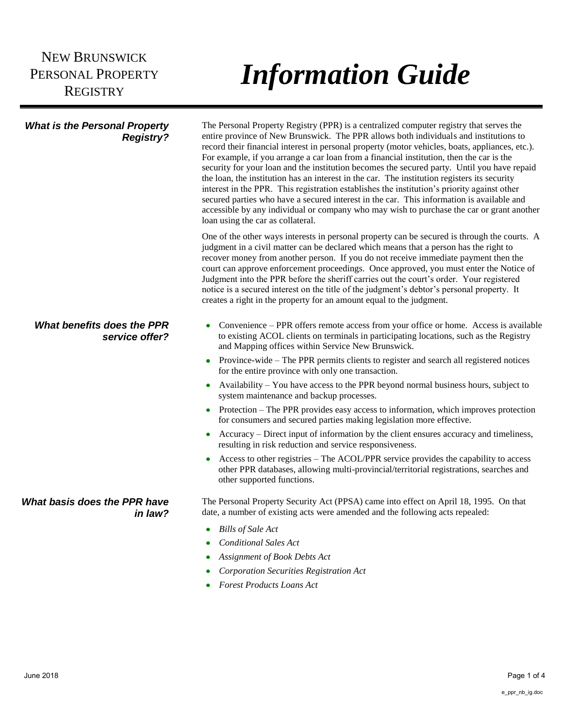# NEW BRUNSWICK PERSONAL PROPERTY REGISTRY

# *Information Guide*

### *What is the Personal Property Registry?*

The Personal Property Registry (PPR) is a centralized computer registry that serves the entire province of New Brunswick. The PPR allows both individuals and institutions to record their financial interest in personal property (motor vehicles, boats, appliances, etc.). For example, if you arrange a car loan from a financial institution, then the car is the security for your loan and the institution becomes the secured party. Until you have repaid the loan, the institution has an interest in the car. The institution registers its security interest in the PPR. This registration establishes the institution's priority against other secured parties who have a secured interest in the car. This information is available and accessible by any individual or company who may wish to purchase the car or grant another loan using the car as collateral.

One of the other ways interests in personal property can be secured is through the courts. A judgment in a civil matter can be declared which means that a person has the right to recover money from another person. If you do not receive immediate payment then the court can approve enforcement proceedings. Once approved, you must enter the Notice of Judgment into the PPR before the sheriff carries out the court's order. Your registered notice is a secured interest on the title of the judgment's debtor's personal property. It creates a right in the property for an amount equal to the judgment.

### *What benefits does the PPR service offer?*

- Convenience – PPR offers remote access from your office or home. Access is available to existing ACOL clients on terminals in participating locations, such as the Registry and Mapping offices within Service New Brunswick.
- Province-wide – The PPR permits clients to register and search all registered notices for the entire province with only one transaction.
- Availability – You have access to the PPR beyond normal business hours, subject to system maintenance and backup processes.
- Protection – The PPR provides easy access to information, which improves protection for consumers and secured parties making legislation more effective.
- Accuracy – Direct input of information by the client ensures accuracy and timeliness, resulting in risk reduction and service responsiveness.
- Access to other registries – The ACOL/PPR service provides the capability to access other PPR databases, allowing multi-provincial/territorial registrations, searches and other supported functions.

### *What basis does the PPR have in law?*

The Personal Property Security Act (PPSA) came into effect on April 18, 1995. On that date, a number of existing acts were amended and the following acts repealed:

- *Bills of Sale Act*
- *Conditional Sales Act*
- *Assignment of Book Debts Act*
- *Corporation Securities Registration Act*
- *Forest Products Loans Act*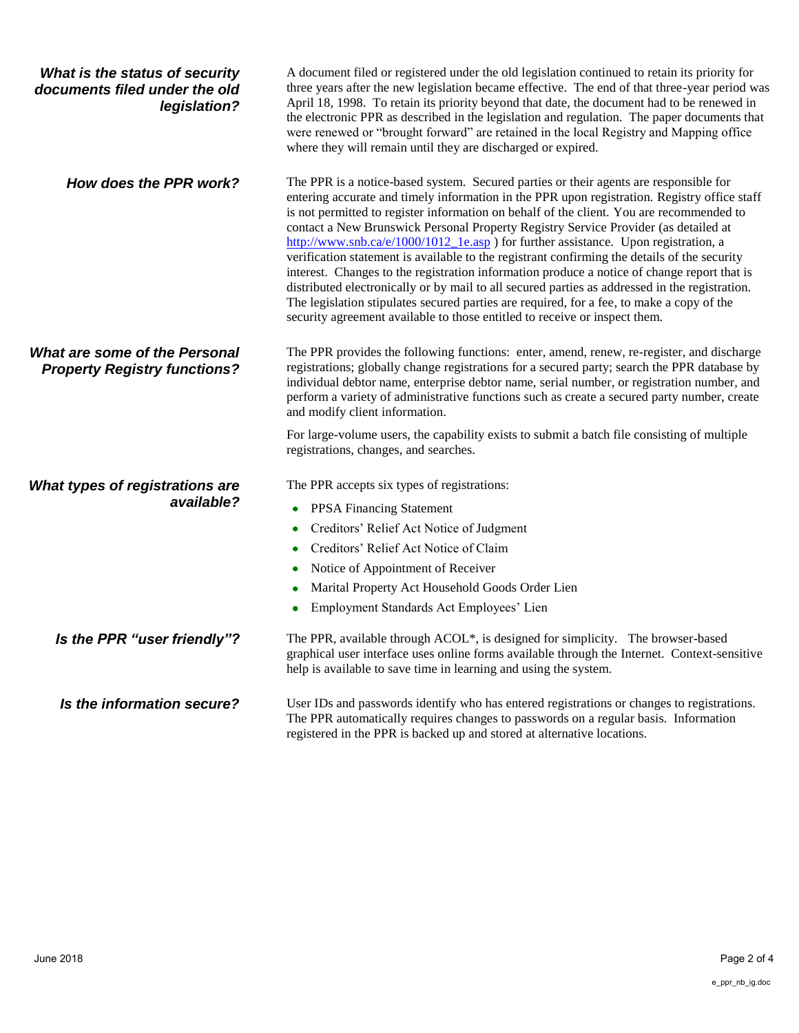### *What is the status of security documents filed under the old legislation?*

A document filed or registered under the old legislation continued to retain its priority for three years after the new legislation became effective. The end of that three-year period was April 18, 1998. To retain its priority beyond that date, the document had to be renewed in the electronic PPR as described in the legislation and regulation. The paper documents that were renewed or "brought forward" are retained in the local Registry and Mapping office where they will remain until they are discharged or expired.

### *How does the PPR work?*

The PPR is a notice-based system. Secured parties or their agents are responsible for entering accurate and timely information in the PPR upon registration. Registry office staff is not permitted to register information on behalf of the client. You are recommended to contact a New Brunswick Personal Property Registry Service Provider (as detailed at [http://www.snb.ca/e/1000/1012_1e.asp](http://www.snb.ca/e/1000/1012_1e.asp) ) for further assistance. Upon registration, a verification statement is available to the registrant confirming the details of the security interest. Changes to the registration information produce a notice of change report that is distributed electronically or by mail to all secured parties as addressed in the registration. The legislation stipulates secured parties are required, for a fee, to make a copy of the security agreement available to those entitled to receive or inspect them.

### *What are some of the Personal Property Registry functions?*

The PPR provides the following functions: enter, amend, renew, re-register, and discharge registrations; globally change registrations for a secured party; search the PPR database by individual debtor name, enterprise debtor name, serial number, or registration number, and perform a variety of administrative functions such as create a secured party number, create and modify client information.

For large-volume users, the capability exists to submit a batch file consisting of multiple registrations, changes, and searches.

### *What types of registrations are available?*

The PPR accepts six types of registrations:

- PPSA Financing Statement
- Creditors' Relief Act Notice of Judgment
- Creditors' Relief Act Notice of Claim
- Notice of Appointment of Receiver
- Marital Property Act Household Goods Order Lien
- Employment Standards Act Employees' Lien

### *Is the PPR "user friendly"?*

The PPR, available through ACOL*, is designed for simplicity. The browser-based graphical user interface uses online forms available through the Internet. Context-sensitive help is available to save time in learning and using the system.

### *Is the information secure?*

User IDs and passwords identify who has entered registrations or changes to registrations. The PPR automatically requires changes to passwords on a regular basis. Information registered in the PPR is backed up and stored at alternative locations.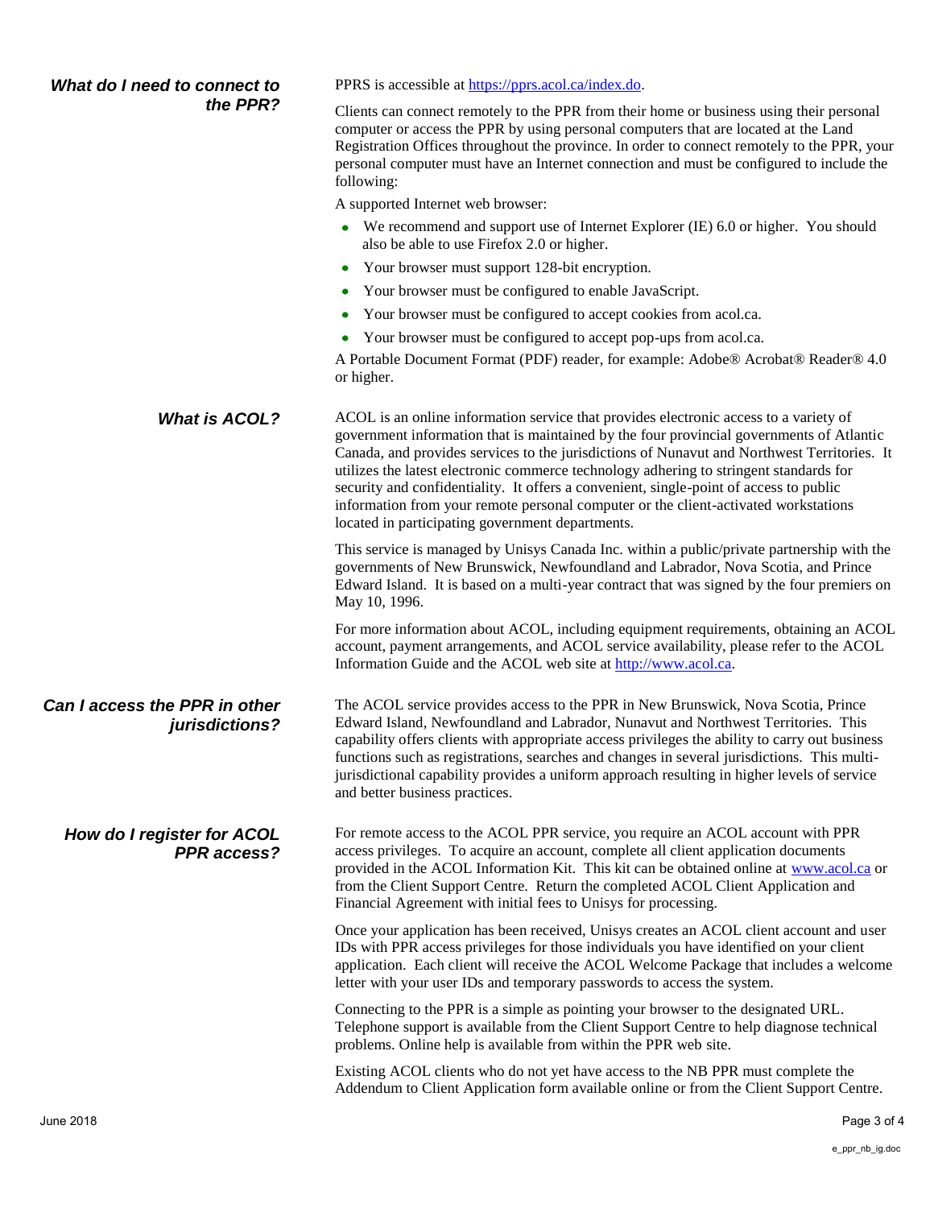## What do I need to connect to the PPR?

PPRS is accessible at [https://pprs.acol.ca/index.do](https://pprs.acol.ca/index.do).

Clients can connect remotely to the PPR from their home or business using their personal computer or access the PPR by using personal computers that are located at the Land Registration Offices throughout the province. In order to connect remotely to the PPR, your personal computer must have an Internet connection and must be configured to include the following:

A supported Internet web browser:

- We recommend and support use of Internet Explorer (IE) 6.0 or higher. You should also be able to use Firefox 2.0 or higher.
- Your browser must support 128-bit encryption.
- Your browser must be configured to enable JavaScript.
- Your browser must be configured to accept cookies from acol.ca.
- Your browser must be configured to accept pop-ups from acol.ca.

A Portable Document Format (PDF) reader, for example: Adobe® Acrobat® Reader® 4.0 or higher.

## What is ACOL?

ACOL is an online information service that provides electronic access to a variety of government information that is maintained by the four provincial governments of Atlantic Canada, and provides services to the jurisdictions of Nunavut and Northwest Territories. It utilizes the latest electronic commerce technology adhering to stringent standards for security and confidentiality. It offers a convenient, single-point of access to public information from your remote personal computer or the client-activated workstations located in participating government departments.

This service is managed by Unisys Canada Inc. within a public/private partnership with the governments of New Brunswick, Newfoundland and Labrador, Nova Scotia, and Prince Edward Island. It is based on a multi-year contract that was signed by the four premiers on May 10, 1996.

For more information about ACOL, including equipment requirements, obtaining an ACOL account, payment arrangements, and ACOL service availability, please refer to the ACOL Information Guide and the ACOL web site at [http://www.acol.ca](http://www.acol.ca).

## Can I access the PPR in other jurisdictions?

The ACOL service provides access to the PPR in New Brunswick, Nova Scotia, Prince Edward Island, Newfoundland and Labrador, Nunavut and Northwest Territories. This capability offers clients with appropriate access privileges the ability to carry out business functions such as registrations, searches and changes in several jurisdictions. This multi-jurisdictional capability provides a uniform approach resulting in higher levels of service and better business practices.

## How do I register for ACOL PPR access?

For remote access to the ACOL PPR service, you require an ACOL account with PPR access privileges. To acquire an account, complete all client application documents provided in the ACOL Information Kit. This kit can be obtained online at [www.acol.ca](http://www.acol.ca) or from the Client Support Centre. Return the completed ACOL Client Application and Financial Agreement with initial fees to Unisys for processing.

Once your application has been received, Unisys creates an ACOL client account and user IDs with PPR access privileges for those individuals you have identified on your client application. Each client will receive the ACOL Welcome Package that includes a welcome letter with your user IDs and temporary passwords to access the system.

Connecting to the PPR is a simple as pointing your browser to the designated URL. Telephone support is available from the Client Support Centre to help diagnose technical problems. Online help is available from within the PPR web site.

Existing ACOL clients who do not yet have access to the NB PPR must complete the Addendum to Client Application form available online or from the Client Support Centre.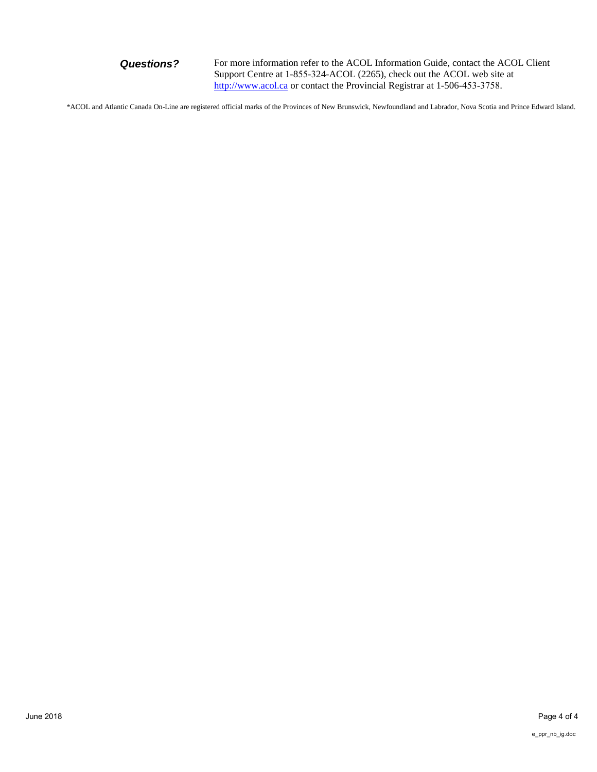***Questions?*** For more information refer to the ACOL Information Guide, contact the ACOL Client Support Centre at 1-855-324-ACOL (2265), check out the ACOL web site at [http://www.acol.ca](http://www.acol.ca) or contact the Provincial Registrar at 1-506-453-3758.

*ACOL and Atlantic Canada On-Line are registered official marks of the Provinces of New Brunswick, Newfoundland and Labrador, Nova Scotia and Prince Edward Island.